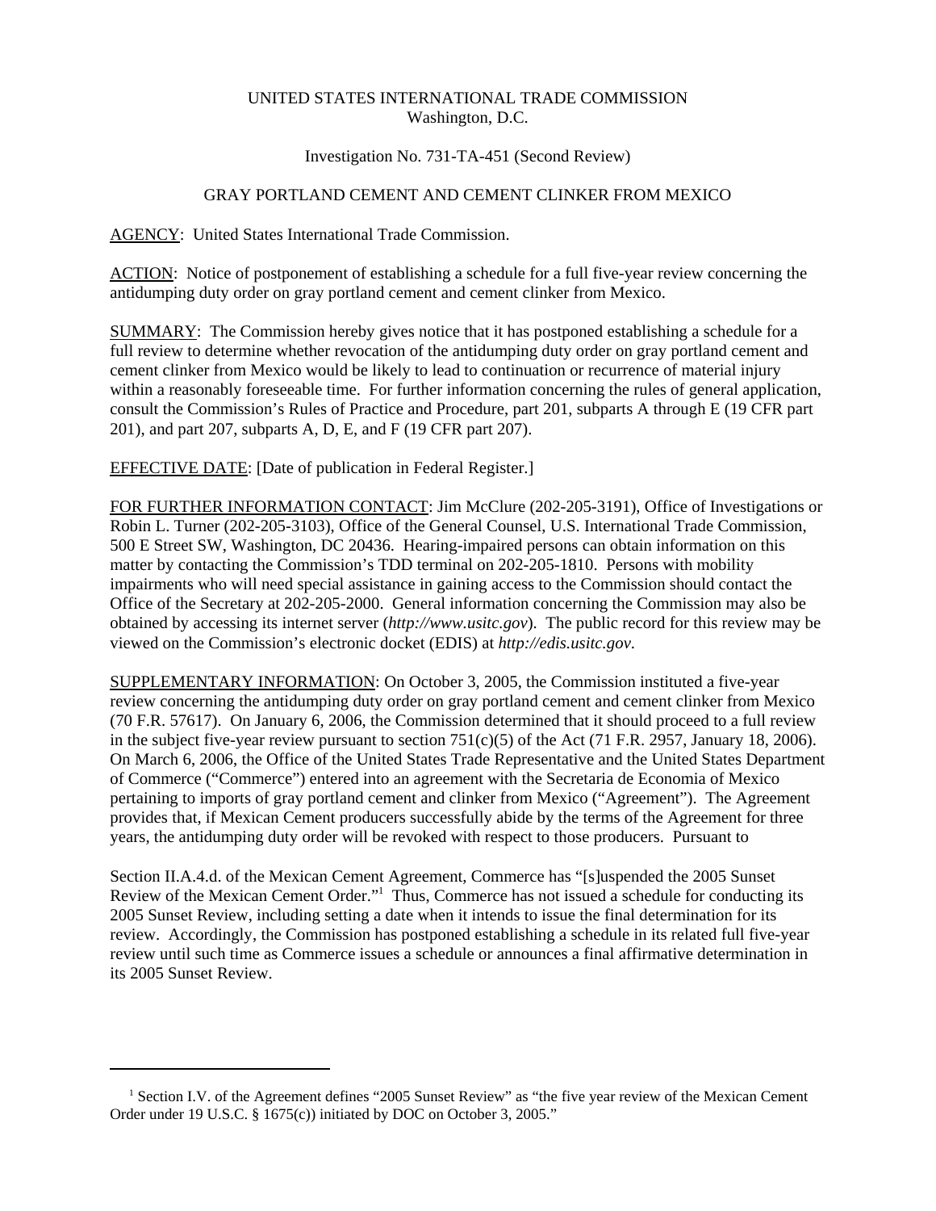UNITED STATES INTERNATIONAL TRADE COMMISSION
Washington, D.C.

Investigation No. 731-TA-451 (Second Review)

GRAY PORTLAND CEMENT AND CEMENT CLINKER FROM MEXICO

AGENCY: United States International Trade Commission.

ACTION: Notice of postponement of establishing a schedule for a full five-year review concerning the antidumping duty order on gray portland cement and cement clinker from Mexico.

SUMMARY: The Commission hereby gives notice that it has postponed establishing a schedule for a full review to determine whether revocation of the antidumping duty order on gray portland cement and cement clinker from Mexico would be likely to lead to continuation or recurrence of material injury within a reasonably foreseeable time. For further information concerning the rules of general application, consult the Commission's Rules of Practice and Procedure, part 201, subparts A through E (19 CFR part 201), and part 207, subparts A, D, E, and F (19 CFR part 207).

EFFECTIVE DATE: [Date of publication in Federal Register.]

FOR FURTHER INFORMATION CONTACT: Jim McClure (202-205-3191), Office of Investigations or Robin L. Turner (202-205-3103), Office of the General Counsel, U.S. International Trade Commission, 500 E Street SW, Washington, DC 20436. Hearing-impaired persons can obtain information on this matter by contacting the Commission's TDD terminal on 202-205-1810. Persons with mobility impairments who will need special assistance in gaining access to the Commission should contact the Office of the Secretary at 202-205-2000. General information concerning the Commission may also be obtained by accessing its internet server (*http://www.usitc.gov*). The public record for this review may be viewed on the Commission's electronic docket (EDIS) at *http://edis.usitc.gov*.

SUPPLEMENTARY INFORMATION: On October 3, 2005, the Commission instituted a five-year review concerning the antidumping duty order on gray portland cement and cement clinker from Mexico (70 F.R. 57617). On January 6, 2006, the Commission determined that it should proceed to a full review in the subject five-year review pursuant to section 751(c)(5) of the Act (71 F.R. 2957, January 18, 2006). On March 6, 2006, the Office of the United States Trade Representative and the United States Department of Commerce ("Commerce") entered into an agreement with the Secretaria de Economia of Mexico pertaining to imports of gray portland cement and clinker from Mexico ("Agreement"). The Agreement provides that, if Mexican Cement producers successfully abide by the terms of the Agreement for three years, the antidumping duty order will be revoked with respect to those producers. Pursuant to

Section II.A.4.d. of the Mexican Cement Agreement, Commerce has "[s]uspended the 2005 Sunset Review of the Mexican Cement Order."[1] Thus, Commerce has not issued a schedule for conducting its 2005 Sunset Review, including setting a date when it intends to issue the final determination for its review. Accordingly, the Commission has postponed establishing a schedule in its related full five-year review until such time as Commerce issues a schedule or announces a final affirmative determination in its 2005 Sunset Review.

[1] Section I.V. of the Agreement defines "2005 Sunset Review" as "the five year review of the Mexican Cement Order under 19 U.S.C. § 1675(c)) initiated by DOC on October 3, 2005."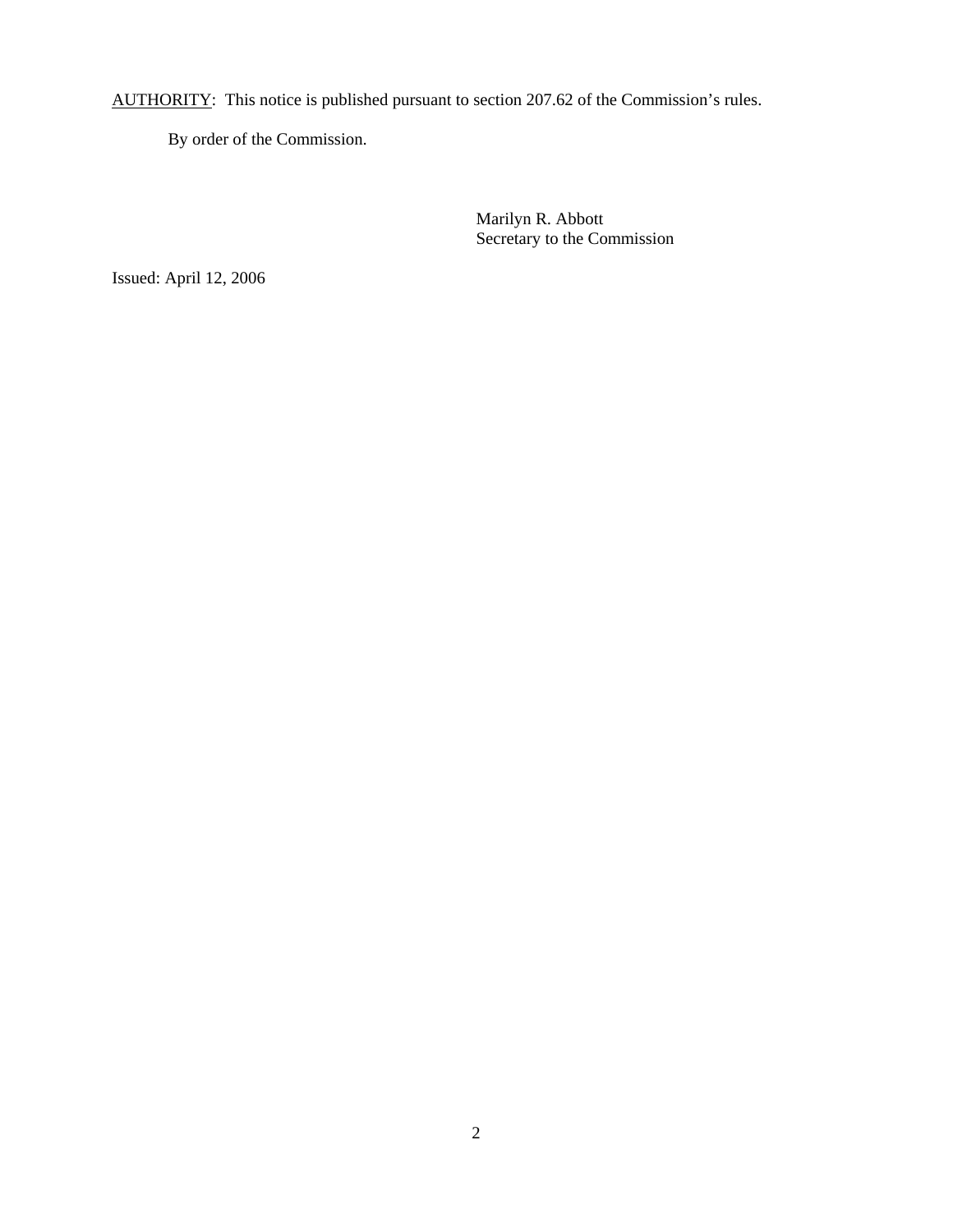AUTHORITY: This notice is published pursuant to section 207.62 of the Commission's rules.

By order of the Commission.

Marilyn R. Abbott
Secretary to the Commission

Issued: April 12, 2006